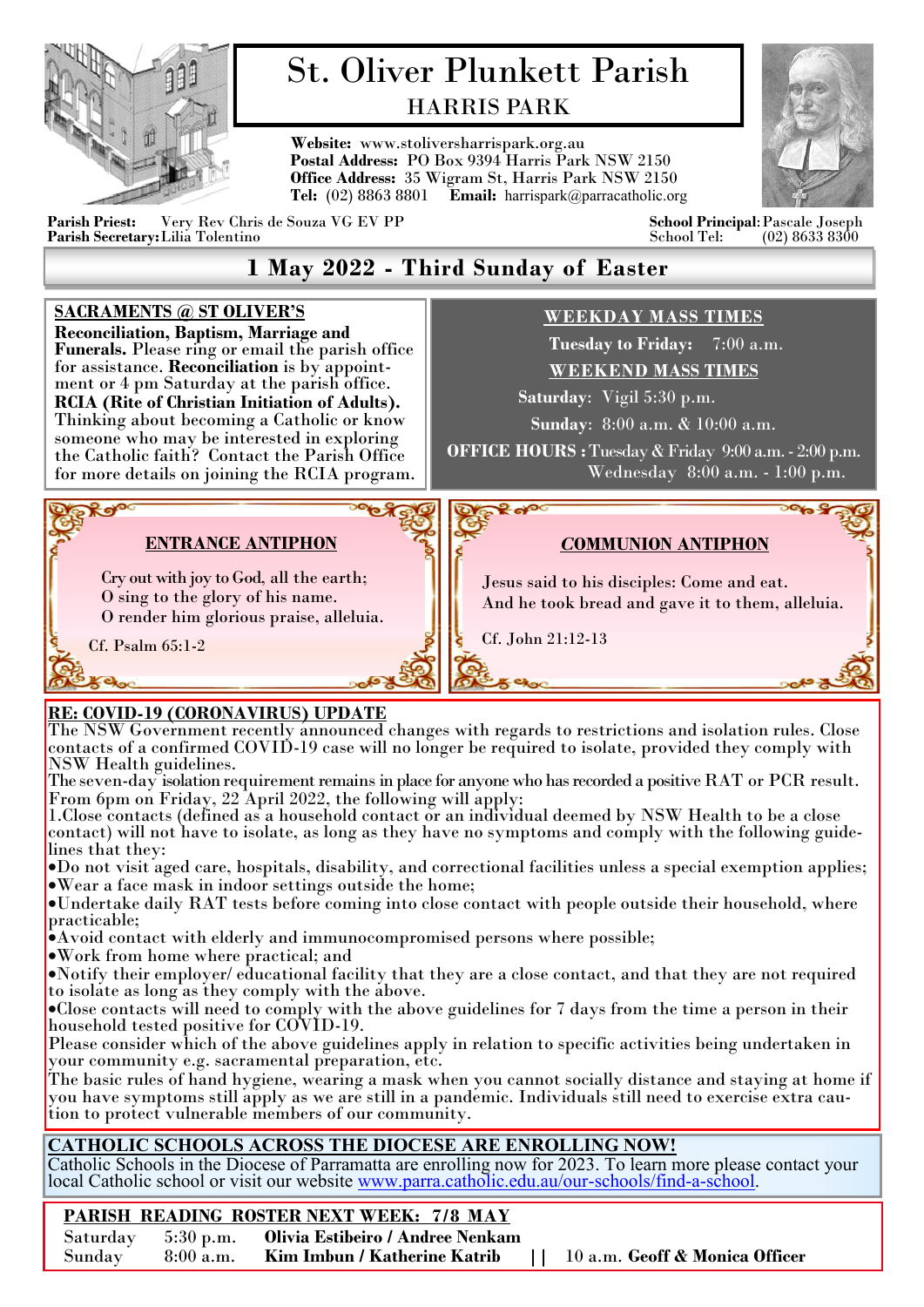# St. Oliver Plunkett Parish

## HARRIS PARK

**Website:** www.stoliversharrispark.org.au
**Postal Address:** PO Box 9394 Harris Park NSW 2150
**Office Address:** 35 Wigram St, Harris Park NSW 2150
**Tel:** (02) 8863 8801 **Email:** harrispark@parracatholic.org

**Parish Priest:** Very Rev Chris de Souza VG EV PP
**Parish Secretary:** Lilia Tolentino

**School Principal:** Pascale Joseph
School Tel: (02) 8633 8300

## 1 May 2022 - Third Sunday of Easter

**SACRAMENTS @ ST OLIVER'S**

**Reconciliation, Baptism, Marriage and Funerals.** Please ring or email the parish office for assistance. **Reconciliation** is by appointment or 4 pm Saturday at the parish office.
**RCIA (Rite of Christian Initiation of Adults).** Thinking about becoming a Catholic or know someone who may be interested in exploring the Catholic faith? Contact the Parish Office for more details on joining the RCIA program.

**WEEKDAY MASS TIMES**

**Tuesday to Friday:** 7:00 a.m.

**WEEKEND MASS TIMES**

**Saturday**: Vigil 5:30 p.m.
**Sunday**: 8:00 a.m. & 10:00 a.m.

**OFFICE HOURS :** Tuesday & Friday 9:00 a.m. - 2:00 p.m.
Wednesday 8:00 a.m. - 1:00 p.m.

**ENTRANCE ANTIPHON**

Cry out with joy to God, all the earth;
O sing to the glory of his name.
O render him glorious praise, alleluia.

Cf. Psalm 65:1-2

**COMMUNION ANTIPHON**

Jesus said to his disciples: Come and eat.
And he took bread and gave it to them, alleluia.

Cf. John 21:12-13

**RE: COVID-19 (CORONAVIRUS) UPDATE**

The NSW Government recently announced changes with regards to restrictions and isolation rules. Close contacts of a confirmed COVID-19 case will no longer be required to isolate, provided they comply with NSW Health guidelines.
The seven-day isolation requirement remains in place for anyone who has recorded a positive RAT or PCR result.
From 6pm on Friday, 22 April 2022, the following will apply:
1. Close contacts (defined as a household contact or an individual deemed by NSW Health to be a close contact) will not have to isolate, as long as they have no symptoms and comply with the following guidelines that they:

- Do not visit aged care, hospitals, disability, and correctional facilities unless a special exemption applies;
- Wear a face mask in indoor settings outside the home;
- Undertake daily RAT tests before coming into close contact with people outside their household, where practicable;
- Avoid contact with elderly and immunocompromised persons where possible;
- Work from home where practical; and
- Notify their employer/ educational facility that they are a close contact, and that they are not required to isolate as long as they comply with the above.
- Close contacts will need to comply with the above guidelines for 7 days from the time a person in their household tested positive for COVID-19.

Please consider which of the above guidelines apply in relation to specific activities being undertaken in your community e.g. sacramental preparation, etc.
The basic rules of hand hygiene, wearing a mask when you cannot socially distance and staying at home if you have symptoms still apply as we are still in a pandemic. Individuals still need to exercise extra caution to protect vulnerable members of our community.

**CATHOLIC SCHOOLS ACROSS THE DIOCESE ARE ENROLLING NOW!**

Catholic Schools in the Diocese of Parramatta are enrolling now for 2023. To learn more please contact your local Catholic school or visit our website www.parra.catholic.edu.au/our-schools/find-a-school.

**PARISH READING ROSTER NEXT WEEK: 7/8 MAY**

Saturday 5:30 p.m. **Olivia Estibeiro / Andree Nenkam**
Sunday 8:00 a.m. **Kim Imbun / Katherine Katrib** || 10 a.m. **Geoff & Monica Officer**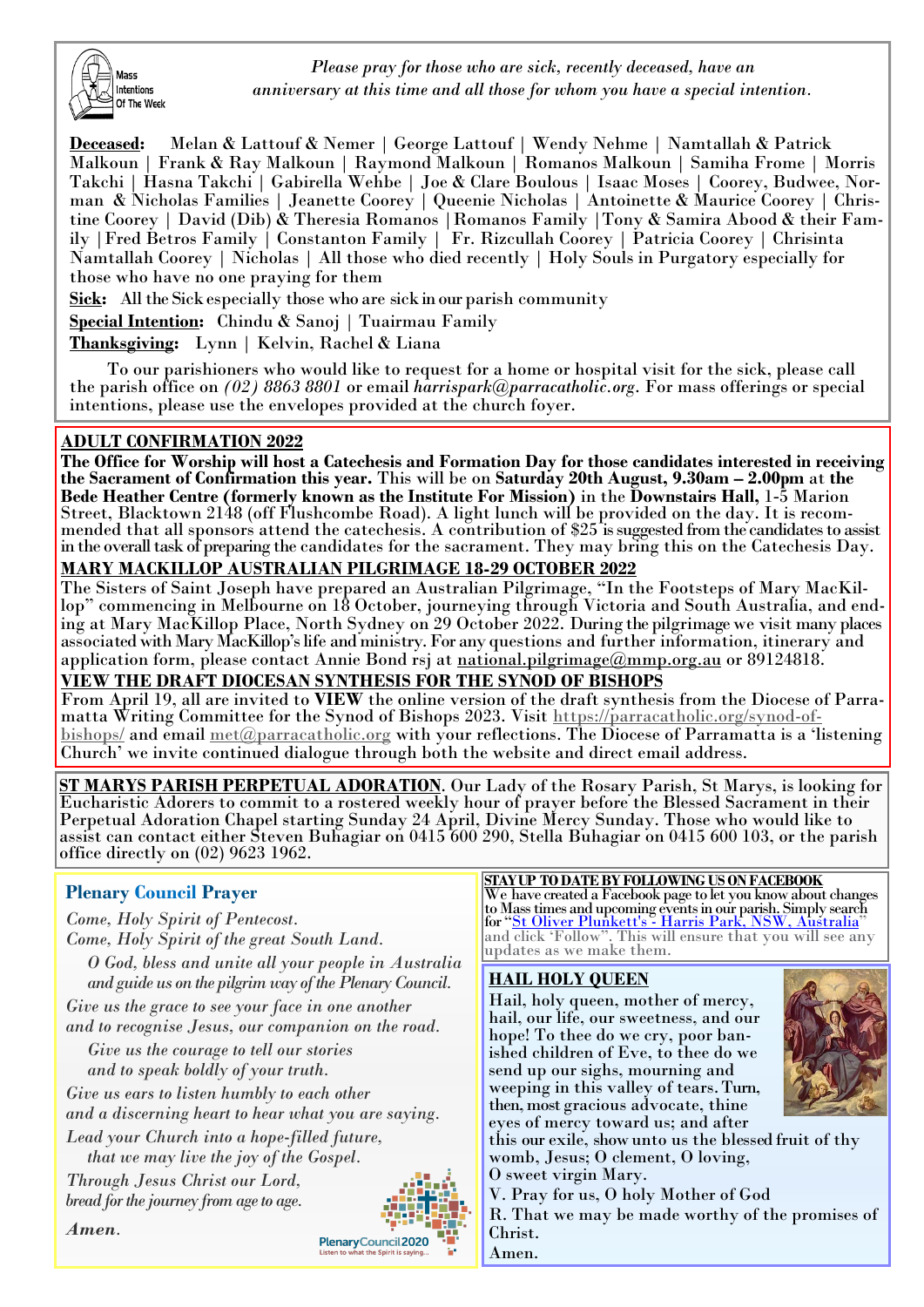*Please pray for those who are sick, recently deceased, have an anniversary at this time and all those for whom you have a special intention.*

**Deceased:** Melan & Lattouf & Nemer | George Lattouf | Wendy Nehme | Namtallah & Patrick Malkoun | Frank & Ray Malkoun | Raymond Malkoun | Romanos Malkoun | Samiha Frome | Morris Takchi | Hasna Takchi | Gabirella Wehbe | Joe & Clare Boulous | Isaac Moses | Coorey, Budwee, Norman & Nicholas Families | Jeanette Coorey | Queenie Nicholas | Antoinette & Maurice Coorey | Christine Coorey | David (Dib) & Theresia Romanos |Romanos Family |Tony & Samira Abood & their Family |Fred Betros Family | Constanton Family | Fr. Rizcullah Coorey | Patricia Coorey | Chrisinta Namtallah Coorey | Nicholas | All those who died recently | Holy Souls in Purgatory especially for those who have no one praying for them

**Sick:** All the Sick especially those who are sick in our parish community

**Special Intention:** Chindu & Sanoj | Tuairmau Family

**Thanksgiving:** Lynn | Kelvin, Rachel & Liana

To our parishioners who would like to request for a home or hospital visit for the sick, please call the parish office on *(02) 8863 8801* or email *harrispark@parracatholic.org*. For mass offerings or special intentions, please use the envelopes provided at the church foyer.

## ADULT CONFIRMATION 2022

**The Office for Worship will host a Catechesis and Formation Day for those candidates interested in receiving the Sacrament of Confirmation this year.** This will be on **Saturday 20th August, 9.30am – 2.00pm** at **the Bede Heather Centre (formerly known as the Institute For Mission)** in the **Downstairs Hall,** 1-5 Marion Street, Blacktown 2148 (off Flushcombe Road). A light lunch will be provided on the day. It is recommended that all sponsors attend the catechesis. A contribution of $25 is suggested from the candidates to assist in the overall task of preparing the candidates for the sacrament. They may bring this on the Catechesis Day.

## MARY MACKILLOP AUSTRALIAN PILGRIMAGE 18-29 OCTOBER 2022

The Sisters of Saint Joseph have prepared an Australian Pilgrimage, "In the Footsteps of Mary MacKillop" commencing in Melbourne on 18 October, journeying through Victoria and South Australia, and ending at Mary MacKillop Place, North Sydney on 29 October 2022. During the pilgrimage we visit many places associated with Mary MacKillop's life and ministry. For any questions and further information, itinerary and application form, please contact Annie Bond rsj at national.pilgrimage@mmp.org.au or 89124818.

## VIEW THE DRAFT DIOCESAN SYNTHESIS FOR THE SYNOD OF BISHOPS

From April 19, all are invited to **VIEW** the online version of the draft synthesis from the Diocese of Parramatta Writing Committee for the Synod of Bishops 2023. Visit https://parracatholic.org/synod-of-bishops/ and email met@parracatholic.org with your reflections. The Diocese of Parramatta is a 'listening Church' we invite continued dialogue through both the website and direct email address.

**ST MARYS PARISH PERPETUAL ADORATION**. Our Lady of the Rosary Parish, St Marys, is looking for Eucharistic Adorers to commit to a rostered weekly hour of prayer before the Blessed Sacrament in their Perpetual Adoration Chapel starting Sunday 24 April, Divine Mercy Sunday. Those who would like to assist can contact either Steven Buhagiar on 0415 600 290, Stella Buhagiar on 0415 600 103, or the parish office directly on (02) 9623 1962.

## Plenary Council Prayer

*Come, Holy Spirit of Pentecost.*
*Come, Holy Spirit of the great South Land.*
*O God, bless and unite all your people in Australia and guide us on the pilgrim way of the Plenary Council.*
*Give us the grace to see your face in one another and to recognise Jesus, our companion on the road.*
*Give us the courage to tell our stories and to speak boldly of your truth.*
*Give us ears to listen humbly to each other and a discerning heart to hear what you are saying.*
*Lead your Church into a hope-filled future, that we may live the joy of the Gospel.*
*Through Jesus Christ our Lord, bread for the journey from age to age.*
*Amen.*

PlenaryCouncil2020
Listen to what the Spirit is saying...

## STAY UP TO DATE BY FOLLOWING US ON FACEBOOK

We have created a Facebook page to let you know about changes to Mass times and upcoming events in our parish. Simply search for "St Oliver Plunkett's - Harris Park, NSW, Australia" and click 'Follow". This will ensure that you will see any updates as we make them.

## HAIL HOLY QUEEN

Hail, holy queen, mother of mercy, hail, our life, our sweetness, and our hope! To thee do we cry, poor banished children of Eve, to thee do we send up our sighs, mourning and weeping in this valley of tears. Turn, then, most gracious advocate, thine eyes of mercy toward us; and after this our exile, show unto us the blessed fruit of thy womb, Jesus; O clement, O loving, O sweet virgin Mary.
V. Pray for us, O holy Mother of God
R. That we may be made worthy of the promises of Christ.
Amen.